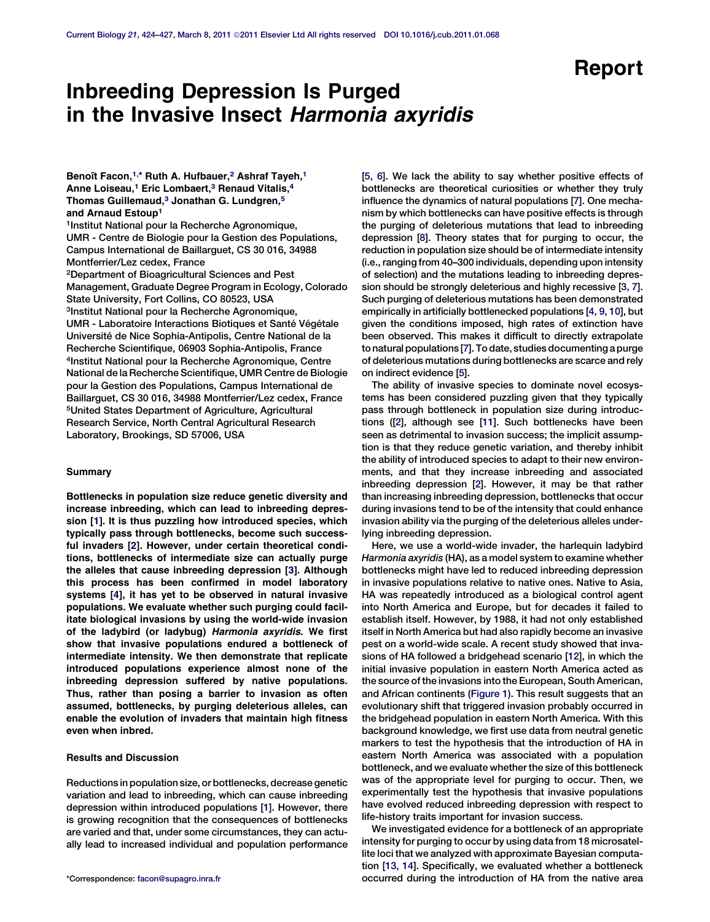Report

# Inbreeding Depression Is Purged in the Invasive Insect *Harmonia axyridis*

Benoît Facon,[1,*] Ruth A. Hufbauer,[2] Ashraf Tayeh,[1] Anne Loiseau,[1] Eric Lombaert,[3] Renaud Vitalis,[4] Thomas Guillemaud,[3] Jonathan G. Lundgren,[5] and Arnaud Estoup[1]

[1]Institut National pour la Recherche Agronomique, UMR - Centre de Biologie pour la Gestion des Populations, Campus International de Baillarguet, CS 30 016, 34988 Montferrier/Lez cedex, France

[2]Department of Bioagricultural Sciences and Pest Management, Graduate Degree Program in Ecology, Colorado State University, Fort Collins, CO 80523, USA

[3]Institut National pour la Recherche Agronomique, UMR - Laboratoire Interactions Biotiques et Santé Végétale Université de Nice Sophia-Antipolis, Centre National de la Recherche Scientifique, 06903 Sophia-Antipolis, France

[4]Institut National pour la Recherche Agronomique, Centre National de la Recherche Scientifique, UMR Centre de Biologie pour la Gestion des Populations, Campus International de Baillarguet, CS 30 016, 34988 Montferrier/Lez cedex, France

[5]United States Department of Agriculture, Agricultural Research Service, North Central Agricultural Research Laboratory, Brookings, SD 57006, USA

*Correspondence: facon@supagro.inra.fr

## Summary

**Bottlenecks in population size reduce genetic diversity and increase inbreeding, which can lead to inbreeding depression [1]. It is thus puzzling how introduced species, which typically pass through bottlenecks, become such successful invaders [2]. However, under certain theoretical conditions, bottlenecks of intermediate size can actually purge the alleles that cause inbreeding depression [3]. Although this process has been confirmed in model laboratory systems [4], it has yet to be observed in natural invasive populations. We evaluate whether such purging could facilitate biological invasions by using the world-wide invasion of the ladybird (or ladybug) *Harmonia axyridis*. We first show that invasive populations endured a bottleneck of intermediate intensity. We then demonstrate that replicate introduced populations experience almost none of the inbreeding depression suffered by native populations. Thus, rather than posing a barrier to invasion as often assumed, bottlenecks, by purging deleterious alleles, can enable the evolution of invaders that maintain high fitness even when inbred.**

## Results and Discussion

Reductions in population size, or bottlenecks, decrease genetic variation and lead to inbreeding, which can cause inbreeding depression within introduced populations [1]. However, there is growing recognition that the consequences of bottlenecks are varied and that, under some circumstances, they can actually lead to increased individual and population performance [5, 6]. We lack the ability to say whether positive effects of bottlenecks are theoretical curiosities or whether they truly influence the dynamics of natural populations [7]. One mechanism by which bottlenecks can have positive effects is through the purging of deleterious mutations that lead to inbreeding depression [8]. Theory states that for purging to occur, the reduction in population size should be of intermediate intensity (i.e., ranging from 40–300 individuals, depending upon intensity of selection) and the mutations leading to inbreeding depression should be strongly deleterious and highly recessive [3, 7]. Such purging of deleterious mutations has been demonstrated empirically in artificially bottlenecked populations [4, 9, 10], but given the conditions imposed, high rates of extinction have been observed. This makes it difficult to directly extrapolate to natural populations [7]. To date, studies documenting a purge of deleterious mutations during bottlenecks are scarce and rely on indirect evidence [5].

The ability of invasive species to dominate novel ecosystems has been considered puzzling given that they typically pass through bottleneck in population size during introductions ([2], although see [11]. Such bottlenecks have been seen as detrimental to invasion success; the implicit assumption is that they reduce genetic variation, and thereby inhibit the ability of introduced species to adapt to their new environments, and that they increase inbreeding and associated inbreeding depression [2]. However, it may be that rather than increasing inbreeding depression, bottlenecks that occur during invasions tend to be of the intensity that could enhance invasion ability via the purging of the deleterious alleles underlying inbreeding depression.

Here, we use a world-wide invader, the harlequin ladybird *Harmonia axyridis* (HA), as a model system to examine whether bottlenecks might have led to reduced inbreeding depression in invasive populations relative to native ones. Native to Asia, HA was repeatedly introduced as a biological control agent into North America and Europe, but for decades it failed to establish itself. However, by 1988, it had not only established itself in North America but had also rapidly become an invasive pest on a world-wide scale. A recent study showed that invasions of HA followed a bridgehead scenario [12], in which the initial invasive population in eastern North America acted as the source of the invasions into the European, South American, and African continents (Figure 1). This result suggests that an evolutionary shift that triggered invasion probably occurred in the bridgehead population in eastern North America. With this background knowledge, we first use data from neutral genetic markers to test the hypothesis that the introduction of HA in eastern North America was associated with a population bottleneck, and we evaluate whether the size of this bottleneck was of the appropriate level for purging to occur. Then, we experimentally test the hypothesis that invasive populations have evolved reduced inbreeding depression with respect to life-history traits important for invasion success.

We investigated evidence for a bottleneck of an appropriate intensity for purging to occur by using data from 18 microsatellite loci that we analyzed with approximate Bayesian computation [13, 14]. Specifically, we evaluated whether a bottleneck occurred during the introduction of HA from the native area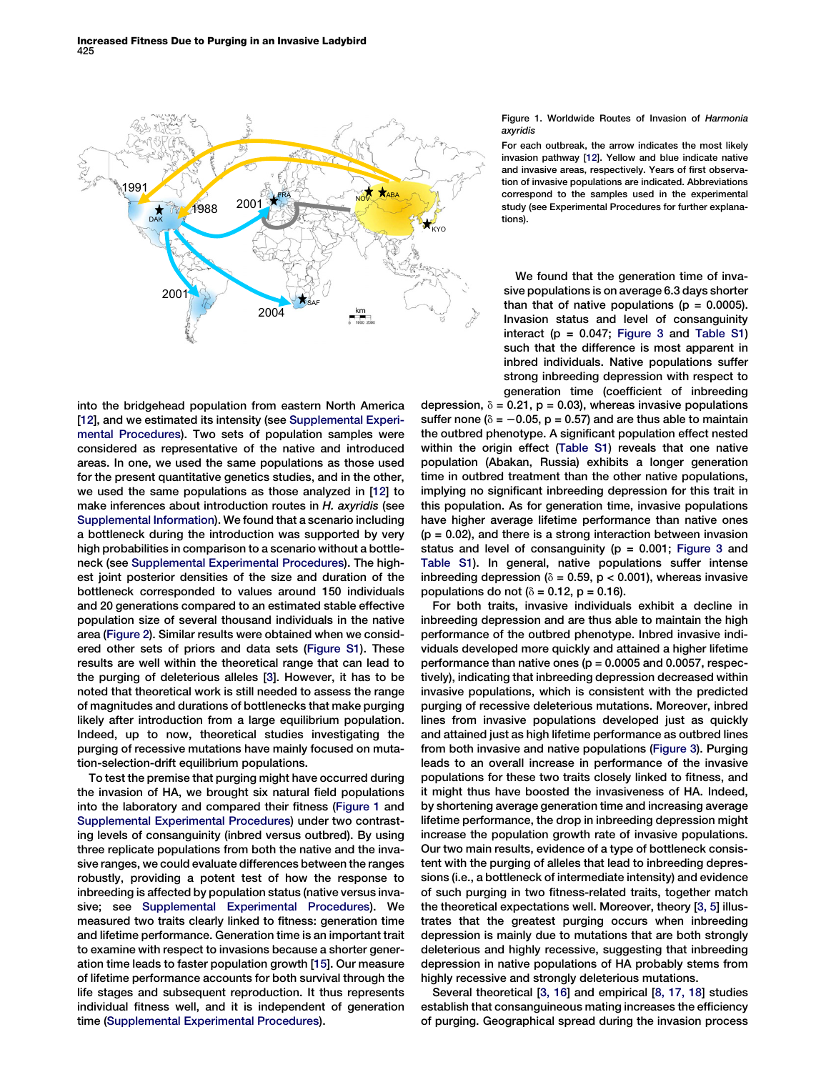Figure 1. Worldwide Routes of Invasion of *Harmonia axyridis*

For each outbreak, the arrow indicates the most likely invasion pathway [12]. Yellow and blue indicate native and invasive areas, respectively. Years of first observation of invasive populations are indicated. Abbreviations correspond to the samples used in the experimental study (see Experimental Procedures for further explanations).

into the bridgehead population from eastern North America [12], and we estimated its intensity (see Supplemental Experimental Procedures). Two sets of population samples were considered as representative of the native and introduced areas. In one, we used the same populations as those used for the present quantitative genetics studies, and in the other, we used the same populations as those analyzed in [12] to make inferences about introduction routes in *H. axyridis* (see Supplemental Information). We found that a scenario including a bottleneck during the introduction was supported by very high probabilities in comparison to a scenario without a bottleneck (see Supplemental Experimental Procedures). The highest joint posterior densities of the size and duration of the bottleneck corresponded to values around 150 individuals and 20 generations compared to an estimated stable effective population size of several thousand individuals in the native area (Figure 2). Similar results were obtained when we considered other sets of priors and data sets (Figure S1). These results are well within the theoretical range that can lead to the purging of deleterious alleles [3]. However, it has to be noted that theoretical work is still needed to assess the range of magnitudes and durations of bottlenecks that make purging likely after introduction from a large equilibrium population. Indeed, up to now, theoretical studies investigating the purging of recessive mutations have mainly focused on mutation-selection-drift equilibrium populations.

To test the premise that purging might have occurred during the invasion of HA, we brought six natural field populations into the laboratory and compared their fitness (Figure 1 and Supplemental Experimental Procedures) under two contrasting levels of consanguinity (inbred versus outbred). By using three replicate populations from both the native and the invasive ranges, we could evaluate differences between the ranges robustly, providing a potent test of how the response to inbreeding is affected by population status (native versus invasive; see Supplemental Experimental Procedures). We measured two traits clearly linked to fitness: generation time and lifetime performance. Generation time is an important trait to examine with respect to invasions because a shorter generation time leads to faster population growth [15]. Our measure of lifetime performance accounts for both survival through the life stages and subsequent reproduction. It thus represents individual fitness well, and it is independent of generation time (Supplemental Experimental Procedures).

We found that the generation time of invasive populations is on average 6.3 days shorter than that of native populations ($p = 0.0005$). Invasion status and level of consanguinity interact ($p = 0.047$; Figure 3 and Table S1) such that the difference is most apparent in inbred individuals. Native populations suffer strong inbreeding depression with respect to generation time (coefficient of inbreeding depression, $\delta = 0.21$, $p = 0.03$), whereas invasive populations suffer none ($\delta = -0.05$, $p = 0.57$) and are thus able to maintain the outbred phenotype. A significant population effect nested within the origin effect (Table S1) reveals that one native population (Abakan, Russia) exhibits a longer generation time in outbred treatment than the other native populations, implying no significant inbreeding depression for this trait in this population. As for generation time, invasive populations have higher average lifetime performance than native ones ($p = 0.02$), and there is a strong interaction between invasion status and level of consanguinity ($p = 0.001$; Figure 3 and Table S1). In general, native populations suffer intense inbreeding depression ($\delta = 0.59$, $p < 0.001$), whereas invasive populations do not ($\delta = 0.12$, $p = 0.16$).

For both traits, invasive individuals exhibit a decline in inbreeding depression and are thus able to maintain the high performance of the outbred phenotype. Inbred invasive individuals developed more quickly and attained a higher lifetime performance than native ones ($p = 0.0005$ and $0.0057$, respectively), indicating that inbreeding depression decreased within invasive populations, which is consistent with the predicted purging of recessive deleterious mutations. Moreover, inbred lines from invasive populations developed just as quickly and attained just as high lifetime performance as outbred lines from both invasive and native populations (Figure 3). Purging leads to an overall increase in performance of the invasive populations for these two traits closely linked to fitness, and it might thus have boosted the invasiveness of HA. Indeed, by shortening average generation time and increasing average lifetime performance, the drop in inbreeding depression might increase the population growth rate of invasive populations. Our two main results, evidence of a type of bottleneck consistent with the purging of alleles that lead to inbreeding depressions (i.e., a bottleneck of intermediate intensity) and evidence of such purging in two fitness-related traits, together match the theoretical expectations well. Moreover, theory [3, 5] illustrates that the greatest purging occurs when inbreeding depression is mainly due to mutations that are both strongly deleterious and highly recessive, suggesting that inbreeding depression in native populations of HA probably stems from highly recessive and strongly deleterious mutations.

Several theoretical [3, 16] and empirical [8, 17, 18] studies establish that consanguineous mating increases the efficiency of purging. Geographical spread during the invasion process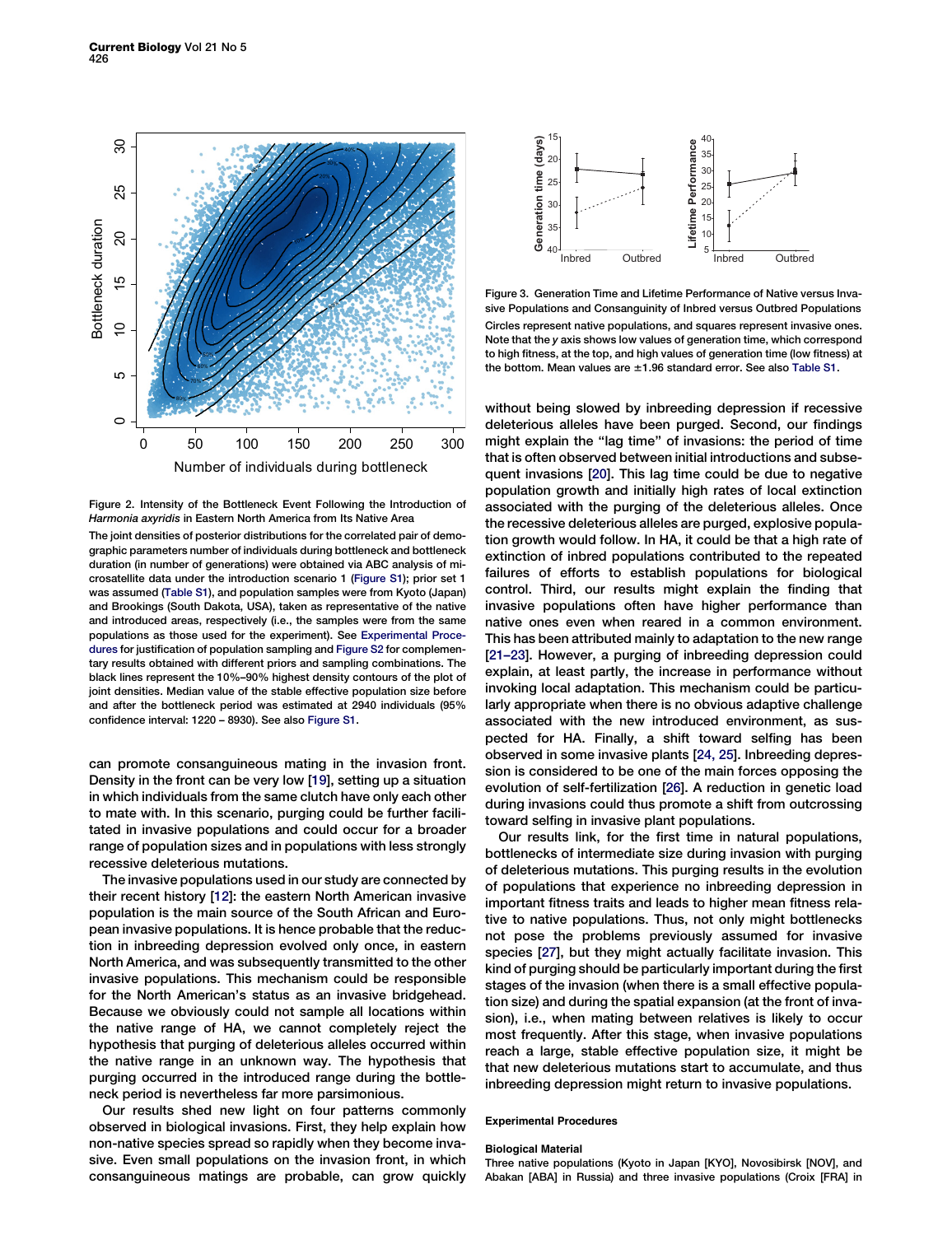Bottleneck duration

Number of individuals during bottleneck

0 50 100 150 200 250 300

0 5 10 15 20 25 30

Figure 2. Intensity of the Bottleneck Event Following the Introduction of *Harmonia axyridis* in Eastern North America from Its Native Area

The joint densities of posterior distributions for the correlated pair of demographic parameters number of individuals during bottleneck and bottleneck duration (in number of generations) were obtained via ABC analysis of microsatellite data under the introduction scenario 1 (Figure S1); prior set 1 was assumed (Table S1), and population samples were from Kyoto (Japan) and Brookings (South Dakota, USA), taken as representative of the native and introduced areas, respectively (i.e., the samples were from the same populations as those used for the experiment). See Experimental Procedures for justification of population sampling and Figure S2 for complementary results obtained with different priors and sampling combinations. The black lines represent the 10%–90% highest density contours of the plot of joint densities. Median value of the stable effective population size before and after the bottleneck period was estimated at 2940 individuals (95% confidence interval: 1220 – 8930). See also Figure S1.

Generation time (days)

15 20 25 30 35 40

Inbred Outbred

Lifetime Performance

40 35 30 25 20 15 10 5

Inbred Outbred

Figure 3. Generation Time and Lifetime Performance of Native versus Invasive Populations and Consanguinity of Inbred versus Outbred Populations

Circles represent native populations, and squares represent invasive ones. Note that the *y* axis shows low values of generation time, which correspond to high fitness, at the top, and high values of generation time (low fitness) at the bottom. Mean values are ±1.96 standard error. See also Table S1.

can promote consanguineous mating in the invasion front. Density in the front can be very low [19], setting up a situation in which individuals from the same clutch have only each other to mate with. In this scenario, purging could be further facilitated in invasive populations and could occur for a broader range of population sizes and in populations with less strongly recessive deleterious mutations.

The invasive populations used in our study are connected by their recent history [12]: the eastern North American invasive population is the main source of the South African and European invasive populations. It is hence probable that the reduction in inbreeding depression evolved only once, in eastern North America, and was subsequently transmitted to the other invasive populations. This mechanism could be responsible for the North American's status as an invasive bridgehead. Because we obviously could not sample all locations within the native range of HA, we cannot completely reject the hypothesis that purging of deleterious alleles occurred within the native range in an unknown way. The hypothesis that purging occurred in the introduced range during the bottleneck period is nevertheless far more parsimonious.

Our results shed new light on four patterns commonly observed in biological invasions. First, they help explain how non-native species spread so rapidly when they become invasive. Even small populations on the invasion front, in which consanguineous matings are probable, can grow quickly without being slowed by inbreeding depression if recessive deleterious alleles have been purged. Second, our findings might explain the "lag time" of invasions: the period of time that is often observed between initial introductions and subsequent invasions [20]. This lag time could be due to negative population growth and initially high rates of local extinction associated with the purging of the deleterious alleles. Once the recessive deleterious alleles are purged, explosive population growth would follow. In HA, it could be that a high rate of extinction of inbred populations contributed to the repeated failures of efforts to establish populations for biological control. Third, our results might explain the finding that invasive populations often have higher performance than native ones even when reared in a common environment. This has been attributed mainly to adaptation to the new range [21–23]. However, a purging of inbreeding depression could explain, at least partly, the increase in performance without invoking local adaptation. This mechanism could be particularly appropriate when there is no obvious adaptive challenge associated with the new introduced environment, as suspected for HA. Finally, a shift toward selfing has been observed in some invasive plants [24, 25]. Inbreeding depression is considered to be one of the main forces opposing the evolution of self-fertilization [26]. A reduction in genetic load during invasions could thus promote a shift from outcrossing toward selfing in invasive plant populations.

Our results link, for the first time in natural populations, bottlenecks of intermediate size during invasion with purging of deleterious mutations. This purging results in the evolution of populations that experience no inbreeding depression in important fitness traits and leads to higher mean fitness relative to native populations. Thus, not only might bottlenecks not pose the problems previously assumed for invasive species [27], but they might actually facilitate invasion. This kind of purging should be particularly important during the first stages of the invasion (when there is a small effective population size) and during the spatial expansion (at the front of invasion), i.e., when mating between relatives is likely to occur most frequently. After this stage, when invasive populations reach a large, stable effective population size, it might be that new deleterious mutations start to accumulate, and thus inbreeding depression might return to invasive populations.

## Experimental Procedures

### Biological Material

Three native populations (Kyoto in Japan [KYO], Novosibirsk [NOV], and Abakan [ABA] in Russia) and three invasive populations (Croix [FRA] in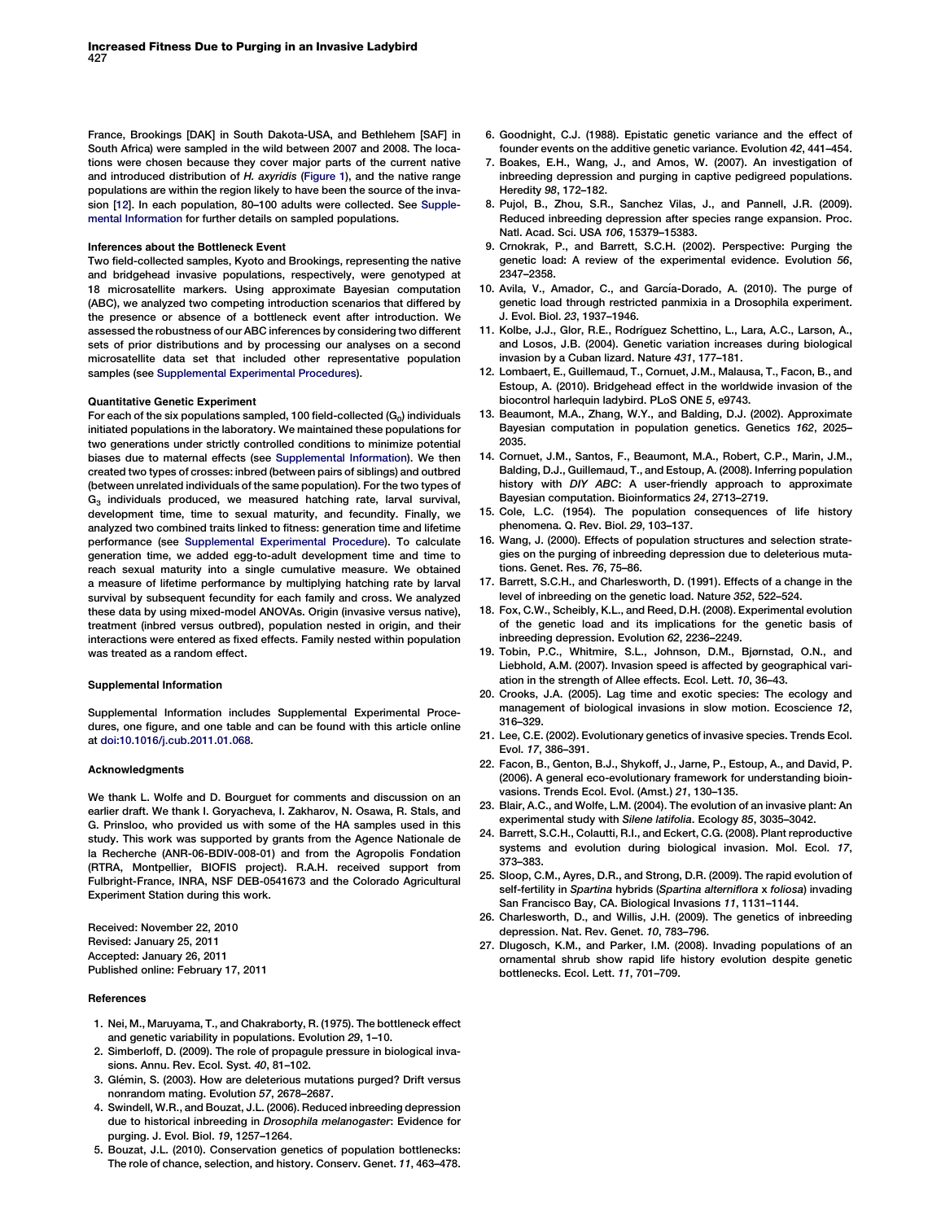France, Brookings [DAK] in South Dakota-USA, and Bethlehem [SAF] in South Africa) were sampled in the wild between 2007 and 2008. The locations were chosen because they cover major parts of the current native and introduced distribution of *H. axyridis* (Figure 1), and the native range populations are within the region likely to have been the source of the invasion [12]. In each population, 80–100 adults were collected. See Supplemental Information for further details on sampled populations.

### Inferences about the Bottleneck Event

Two field-collected samples, Kyoto and Brookings, representing the native and bridgehead invasive populations, respectively, were genotyped at 18 microsatellite markers. Using approximate Bayesian computation (ABC), we analyzed two competing introduction scenarios that differed by the presence or absence of a bottleneck event after introduction. We assessed the robustness of our ABC inferences by considering two different sets of prior distributions and by processing our analyses on a second microsatellite data set that included other representative population samples (see Supplemental Experimental Procedures).

### Quantitative Genetic Experiment

For each of the six populations sampled, 100 field-collected ($G_0$) individuals initiated populations in the laboratory. We maintained these populations for two generations under strictly controlled conditions to minimize potential biases due to maternal effects (see Supplemental Information). We then created two types of crosses: inbred (between pairs of siblings) and outbred (between unrelated individuals of the same population). For the two types of $G_3$ individuals produced, we measured hatching rate, larval survival, development time, time to sexual maturity, and fecundity. Finally, we analyzed two combined traits linked to fitness: generation time and lifetime performance (see Supplemental Experimental Procedure). To calculate generation time, we added egg-to-adult development time and time to reach sexual maturity into a single cumulative measure. We obtained a measure of lifetime performance by multiplying hatching rate by larval survival by subsequent fecundity for each family and cross. We analyzed these data by using mixed-model ANOVAs. Origin (invasive versus native), treatment (inbred versus outbred), population nested in origin, and their interactions were entered as fixed effects. Family nested within population was treated as a random effect.

### Supplemental Information

Supplemental Information includes Supplemental Experimental Procedures, one figure, and one table and can be found with this article online at doi:10.1016/j.cub.2011.01.068.

### Acknowledgments

We thank L. Wolfe and D. Bourguet for comments and discussion on an earlier draft. We thank I. Goryacheva, I. Zakharov, N. Osawa, R. Stals, and G. Prinsloo, who provided us with some of the HA samples used in this study. This work was supported by grants from the Agence Nationale de la Recherche (ANR-06-BDIV-008-01) and from the Agropolis Fondation (RTRA, Montpellier, BIOFIS project). R.A.H. received support from Fulbright-France, INRA, NSF DEB-0541673 and the Colorado Agricultural Experiment Station during this work.

Received: November 22, 2010
Revised: January 25, 2011
Accepted: January 26, 2011
Published online: February 17, 2011

### References

1. Nei, M., Maruyama, T., and Chakraborty, R. (1975). The bottleneck effect and genetic variability in populations. Evolution *29*, 1–10.
2. Simberloff, D. (2009). The role of propagule pressure in biological invasions. Annu. Rev. Ecol. Syst. *40*, 81–102.
3. Glémin, S. (2003). How are deleterious mutations purged? Drift versus nonrandom mating. Evolution *57*, 2678–2687.
4. Swindell, W.R., and Bouzat, J.L. (2006). Reduced inbreeding depression due to historical inbreeding in *Drosophila melanogaster*: Evidence for purging. J. Evol. Biol. *19*, 1257–1264.
5. Bouzat, J.L. (2010). Conservation genetics of population bottlenecks: The role of chance, selection, and history. Conserv. Genet. *11*, 463–478.
6. Goodnight, C.J. (1988). Epistatic genetic variance and the effect of founder events on the additive genetic variance. Evolution *42*, 441–454.
7. Boakes, E.H., Wang, J., and Amos, W. (2007). An investigation of inbreeding depression and purging in captive pedigreed populations. Heredity *98*, 172–182.
8. Pujol, B., Zhou, S.R., Sanchez Vilas, J., and Pannell, J.R. (2009). Reduced inbreeding depression after species range expansion. Proc. Natl. Acad. Sci. USA *106*, 15379–15383.
9. Crnokrak, P., and Barrett, S.C.H. (2002). Perspective: Purging the genetic load: A review of the experimental evidence. Evolution *56*, 2347–2358.
10. Avila, V., Amador, C., and García-Dorado, A. (2010). The purge of genetic load through restricted panmixia in a Drosophila experiment. J. Evol. Biol. *23*, 1937–1946.
11. Kolbe, J.J., Glor, R.E., Rodríguez Schettino, L., Lara, A.C., Larson, A., and Losos, J.B. (2004). Genetic variation increases during biological invasion by a Cuban lizard. Nature *431*, 177–181.
12. Lombaert, E., Guillemaud, T., Cornuet, J.M., Malausa, T., Facon, B., and Estoup, A. (2010). Bridgehead effect in the worldwide invasion of the biocontrol harlequin ladybird. PLoS ONE *5*, e9743.
13. Beaumont, M.A., Zhang, W.Y., and Balding, D.J. (2002). Approximate Bayesian computation in population genetics. Genetics *162*, 2025–2035.
14. Cornuet, J.M., Santos, F., Beaumont, M.A., Robert, C.P., Marin, J.M., Balding, D.J., Guillemaud, T., and Estoup, A. (2008). Inferring population history with *DIY ABC*: A user-friendly approach to approximate Bayesian computation. Bioinformatics *24*, 2713–2719.
15. Cole, L.C. (1954). The population consequences of life history phenomena. Q. Rev. Biol. *29*, 103–137.
16. Wang, J. (2000). Effects of population structures and selection strategies on the purging of inbreeding depression due to deleterious mutations. Genet. Res. *76*, 75–86.
17. Barrett, S.C.H., and Charlesworth, D. (1991). Effects of a change in the level of inbreeding on the genetic load. Nature *352*, 522–524.
18. Fox, C.W., Scheibly, K.L., and Reed, D.H. (2008). Experimental evolution of the genetic load and its implications for the genetic basis of inbreeding depression. Evolution *62*, 2236–2249.
19. Tobin, P.C., Whitmire, S.L., Johnson, D.M., Bjørnstad, O.N., and Liebhold, A.M. (2007). Invasion speed is affected by geographical variation in the strength of Allee effects. Ecol. Lett. *10*, 36–43.
20. Crooks, J.A. (2005). Lag time and exotic species: The ecology and management of biological invasions in slow motion. Ecoscience *12*, 316–329.
21. Lee, C.E. (2002). Evolutionary genetics of invasive species. Trends Ecol. Evol. *17*, 386–391.
22. Facon, B., Genton, B.J., Shykoff, J., Jarne, P., Estoup, A., and David, P. (2006). A general eco-evolutionary framework for understanding bioinvasions. Trends Ecol. Evol. (Amst.) *21*, 130–135.
23. Blair, A.C., and Wolfe, L.M. (2004). The evolution of an invasive plant: An experimental study with *Silene latifolia*. Ecology *85*, 3035–3042.
24. Barrett, S.C.H., Colautti, R.I., and Eckert, C.G. (2008). Plant reproductive systems and evolution during biological invasion. Mol. Ecol. *17*, 373–383.
25. Sloop, C.M., Ayres, D.R., and Strong, D.R. (2009). The rapid evolution of self-fertility in *Spartina* hybrids (*Spartina alterniflora* x *foliosa*) invading San Francisco Bay, CA. Biological Invasions *11*, 1131–1144.
26. Charlesworth, D., and Willis, J.H. (2009). The genetics of inbreeding depression. Nat. Rev. Genet. *10*, 783–796.
27. Dlugosch, K.M., and Parker, I.M. (2008). Invading populations of an ornamental shrub show rapid life history evolution despite genetic bottlenecks. Ecol. Lett. *11*, 701–709.